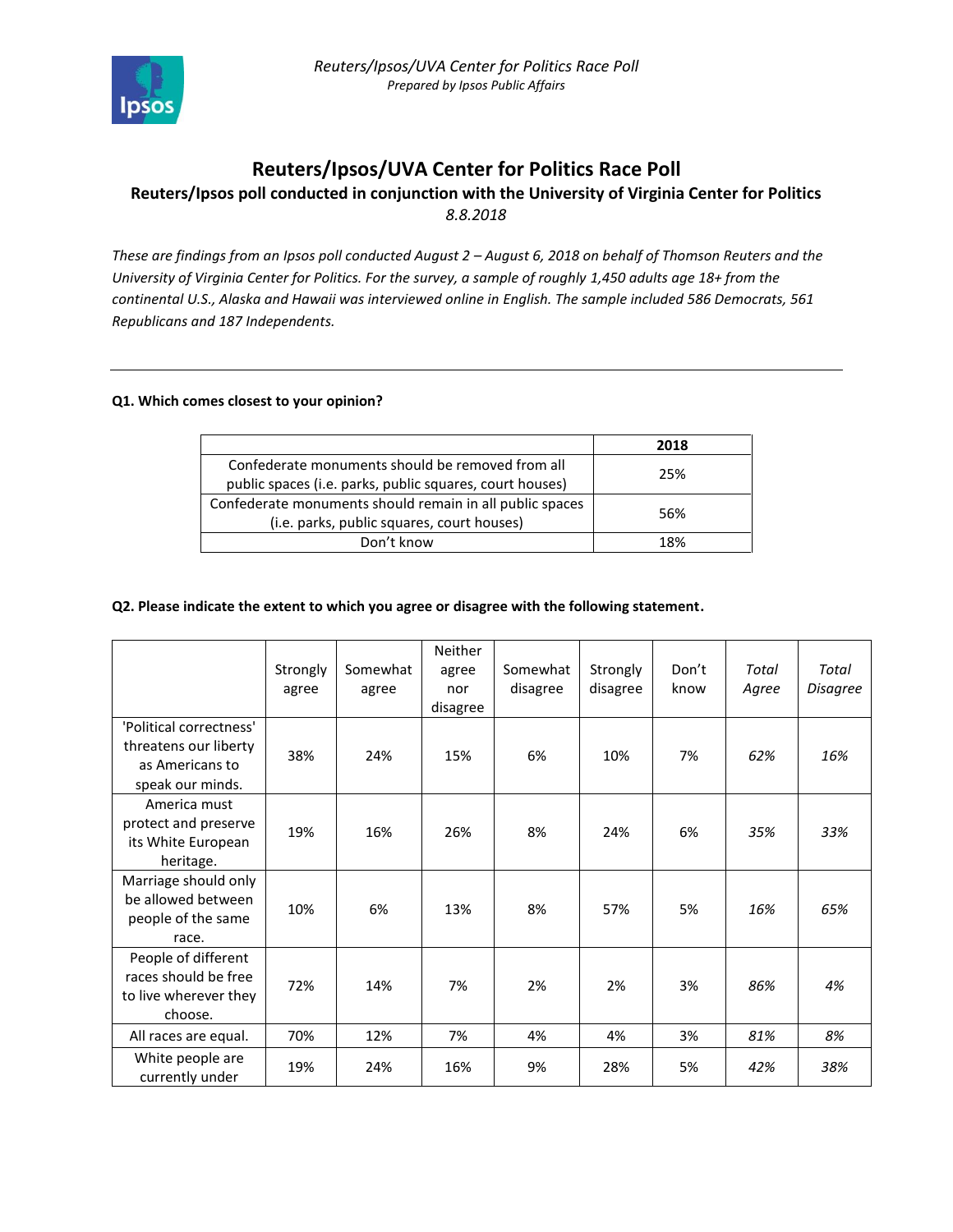# Reuters/Ipsos/UVA Center for Politics Race Poll

## Reuters/Ipsos poll conducted in conjunction with the University of Virginia Center for Politics

*8.8.2018*

*These are findings from an Ipsos poll conducted August 2 – August 6, 2018 on behalf of Thomson Reuters and the University of Virginia Center for Politics. For the survey, a sample of roughly 1,450 adults age 18+ from the continental U.S., Alaska and Hawaii was interviewed online in English. The sample included 586 Democrats, 561 Republicans and 187 Independents.*

---

**Q1. Which comes closest to your opinion?**

| | 2018 |
|---|---|
| Confederate monuments should be removed from all public spaces (i.e. parks, public squares, court houses) | 25% |
| Confederate monuments should remain in all public spaces (i.e. parks, public squares, court houses) | 56% |
| Don't know | 18% |

**Q2. Please indicate the extent to which you agree or disagree with the following statement.**

| | Strongly agree | Somewhat agree | Neither agree nor disagree | Somewhat disagree | Strongly disagree | Don't know | *Total Agree* | *Total Disagree* |
|---|---|---|---|---|---|---|---|---|
| 'Political correctness' threatens our liberty as Americans to speak our minds. | 38% | 24% | 15% | 6% | 10% | 7% | *62%* | *16%* |
| America must protect and preserve its White European heritage. | 19% | 16% | 26% | 8% | 24% | 6% | *35%* | *33%* |
| Marriage should only be allowed between people of the same race. | 10% | 6% | 13% | 8% | 57% | 5% | *16%* | *65%* |
| People of different races should be free to live wherever they choose. | 72% | 14% | 7% | 2% | 2% | 3% | *86%* | *4%* |
| All races are equal. | 70% | 12% | 7% | 4% | 4% | 3% | *81%* | *8%* |
| White people are currently under | 19% | 24% | 16% | 9% | 28% | 5% | *42%* | *38%* |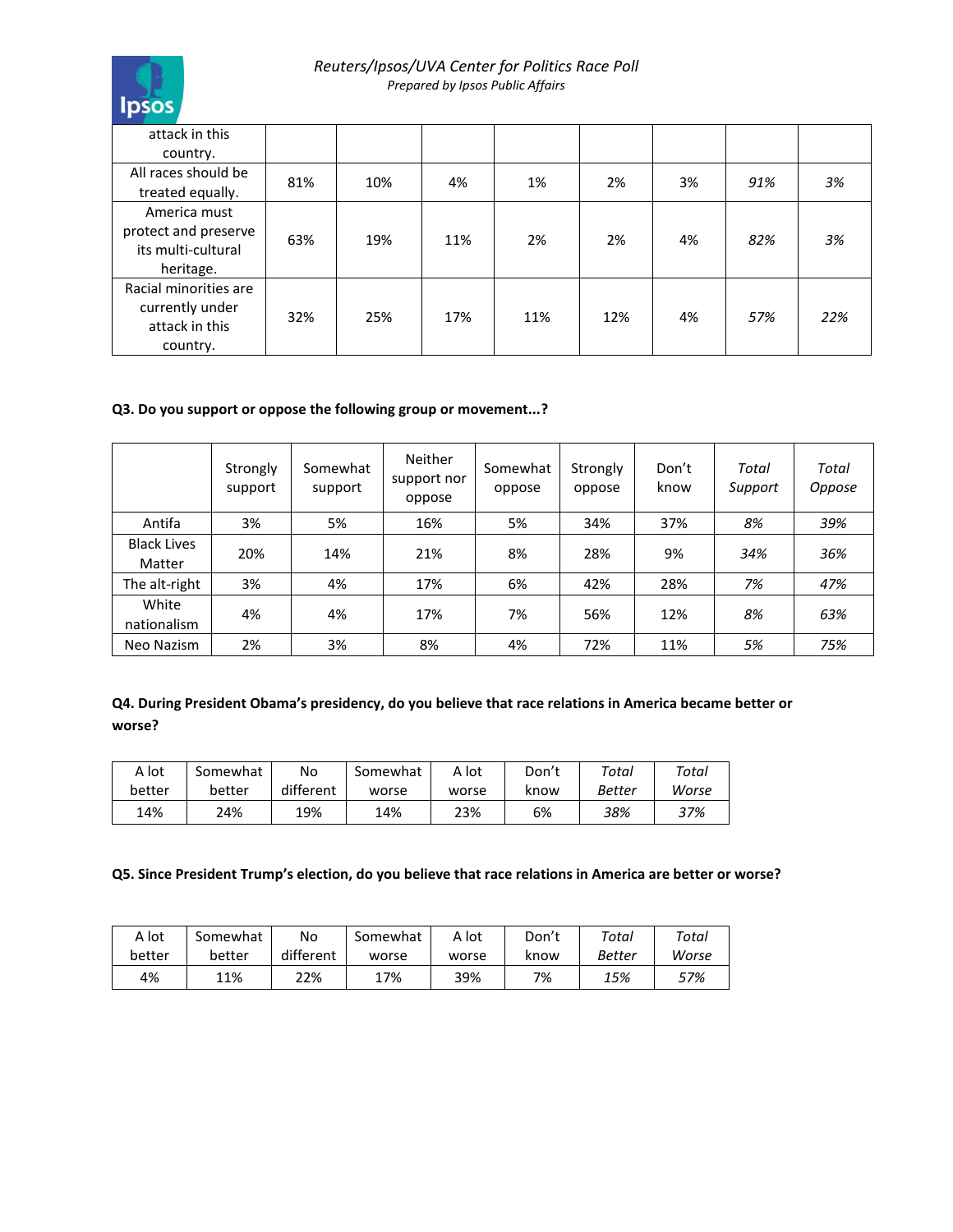| | | | | | | | | |
|---|---|---|---|---|---|---|---|---|
| attack in this country. | | | | | | | | |
| All races should be treated equally. | 81% | 10% | 4% | 1% | 2% | 3% | *91%* | *3%* |
| America must protect and preserve its multi-cultural heritage. | 63% | 19% | 11% | 2% | 2% | 4% | *82%* | *3%* |
| Racial minorities are currently under attack in this country. | 32% | 25% | 17% | 11% | 12% | 4% | *57%* | *22%* |

**Q3. Do you support or oppose the following group or movement...?**

| | Strongly support | Somewhat support | Neither support nor oppose | Somewhat oppose | Strongly oppose | Don't know | *Total Support* | *Total Oppose* |
|---|---|---|---|---|---|---|---|---|
| Antifa | 3% | 5% | 16% | 5% | 34% | 37% | *8%* | *39%* |
| Black Lives Matter | 20% | 14% | 21% | 8% | 28% | 9% | *34%* | *36%* |
| The alt-right | 3% | 4% | 17% | 6% | 42% | 28% | *7%* | *47%* |
| White nationalism | 4% | 4% | 17% | 7% | 56% | 12% | *8%* | *63%* |
| Neo Nazism | 2% | 3% | 8% | 4% | 72% | 11% | *5%* | *75%* |

**Q4. During President Obama's presidency, do you believe that race relations in America became better or worse?**

| A lot better | Somewhat better | No different | Somewhat worse | A lot worse | Don't know | *Total Better* | *Total Worse* |
|---|---|---|---|---|---|---|---|
| 14% | 24% | 19% | 14% | 23% | 6% | *38%* | *37%* |

**Q5. Since President Trump's election, do you believe that race relations in America are better or worse?**

| A lot better | Somewhat better | No different | Somewhat worse | A lot worse | Don't know | *Total Better* | *Total Worse* |
|---|---|---|---|---|---|---|---|
| 4% | 11% | 22% | 17% | 39% | 7% | *15%* | *57%* |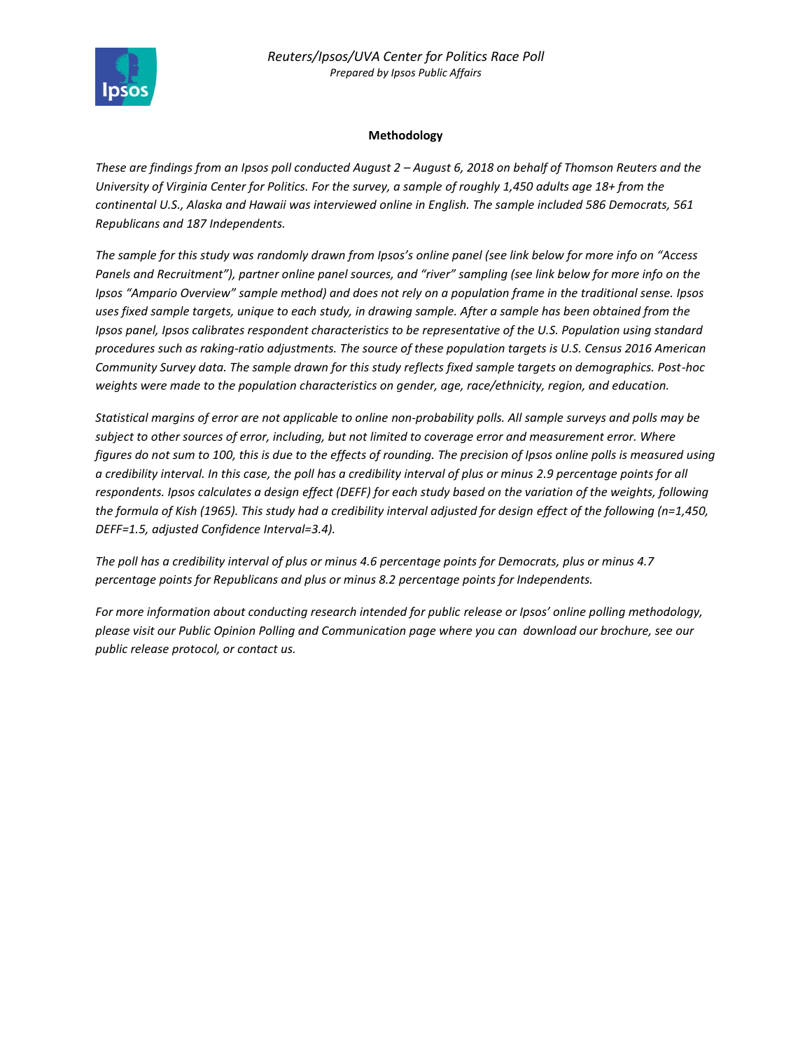## Methodology

*These are findings from an Ipsos poll conducted August 2 – August 6, 2018 on behalf of Thomson Reuters and the University of Virginia Center for Politics. For the survey, a sample of roughly 1,450 adults age 18+ from the continental U.S., Alaska and Hawaii was interviewed online in English. The sample included 586 Democrats, 561 Republicans and 187 Independents.*

*The sample for this study was randomly drawn from Ipsos's online panel (see link below for more info on "Access Panels and Recruitment"), partner online panel sources, and "river" sampling (see link below for more info on the Ipsos "Ampario Overview" sample method) and does not rely on a population frame in the traditional sense. Ipsos uses fixed sample targets, unique to each study, in drawing sample. After a sample has been obtained from the Ipsos panel, Ipsos calibrates respondent characteristics to be representative of the U.S. Population using standard procedures such as raking-ratio adjustments. The source of these population targets is U.S. Census 2016 American Community Survey data. The sample drawn for this study reflects fixed sample targets on demographics. Post-hoc weights were made to the population characteristics on gender, age, race/ethnicity, region, and education.*

*Statistical margins of error are not applicable to online non-probability polls. All sample surveys and polls may be subject to other sources of error, including, but not limited to coverage error and measurement error. Where figures do not sum to 100, this is due to the effects of rounding. The precision of Ipsos online polls is measured using a credibility interval. In this case, the poll has a credibility interval of plus or minus 2.9 percentage points for all respondents. Ipsos calculates a design effect (DEFF) for each study based on the variation of the weights, following the formula of Kish (1965). This study had a credibility interval adjusted for design effect of the following (n=1,450, DEFF=1.5, adjusted Confidence Interval=3.4).*

*The poll has a credibility interval of plus or minus 4.6 percentage points for Democrats, plus or minus 4.7 percentage points for Republicans and plus or minus 8.2 percentage points for Independents.*

*For more information about conducting research intended for public release or Ipsos' online polling methodology, please visit our Public Opinion Polling and Communication page where you can download our brochure, see our public release protocol, or contact us.*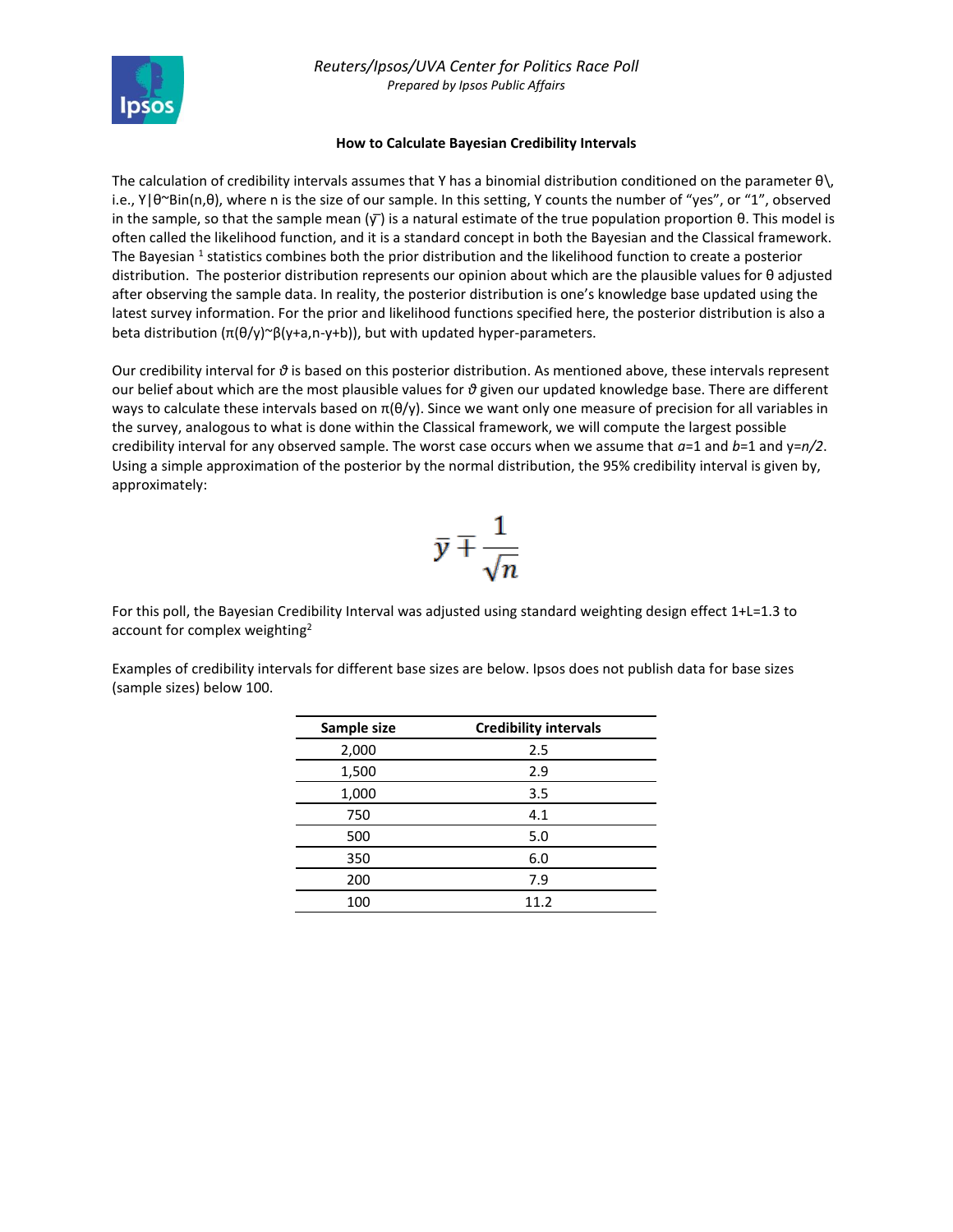*Reuters/Ipsos/UVA Center for Politics Race Poll*
*Prepared by Ipsos Public Affairs*

**How to Calculate Bayesian Credibility Intervals**

The calculation of credibility intervals assumes that Y has a binomial distribution conditioned on the parameter θ\, i.e., Y|θ~Bin(n,θ), where n is the size of our sample. In this setting, Y counts the number of "yes", or "1", observed in the sample, so that the sample mean ($\bar{y}$) is a natural estimate of the true population proportion θ. This model is often called the likelihood function, and it is a standard concept in both the Bayesian and the Classical framework. The Bayesian [1] statistics combines both the prior distribution and the likelihood function to create a posterior distribution. The posterior distribution represents our opinion about which are the plausible values for θ adjusted after observing the sample data. In reality, the posterior distribution is one's knowledge base updated using the latest survey information. For the prior and likelihood functions specified here, the posterior distribution is also a beta distribution (π(θ/y)~β(y+a,n-y+b)), but with updated hyper-parameters.

Our credibility interval for $\vartheta$ is based on this posterior distribution. As mentioned above, these intervals represent our belief about which are the most plausible values for $\vartheta$ given our updated knowledge base. There are different ways to calculate these intervals based on π(θ/y). Since we want only one measure of precision for all variables in the survey, analogous to what is done within the Classical framework, we will compute the largest possible credibility interval for any observed sample. The worst case occurs when we assume that *a*=1 and *b*=1 and y=*n/2*. Using a simple approximation of the posterior by the normal distribution, the 95% credibility interval is given by, approximately:

$$\bar{y} \mp \frac{1}{\sqrt{n}}$$

For this poll, the Bayesian Credibility Interval was adjusted using standard weighting design effect 1+L=1.3 to account for complex weighting[2]

Examples of credibility intervals for different base sizes are below. Ipsos does not publish data for base sizes (sample sizes) below 100.

| Sample size | Credibility intervals |
|---|---|
| 2,000 | 2.5 |
| 1,500 | 2.9 |
| 1,000 | 3.5 |
| 750 | 4.1 |
| 500 | 5.0 |
| 350 | 6.0 |
| 200 | 7.9 |
| 100 | 11.2 |